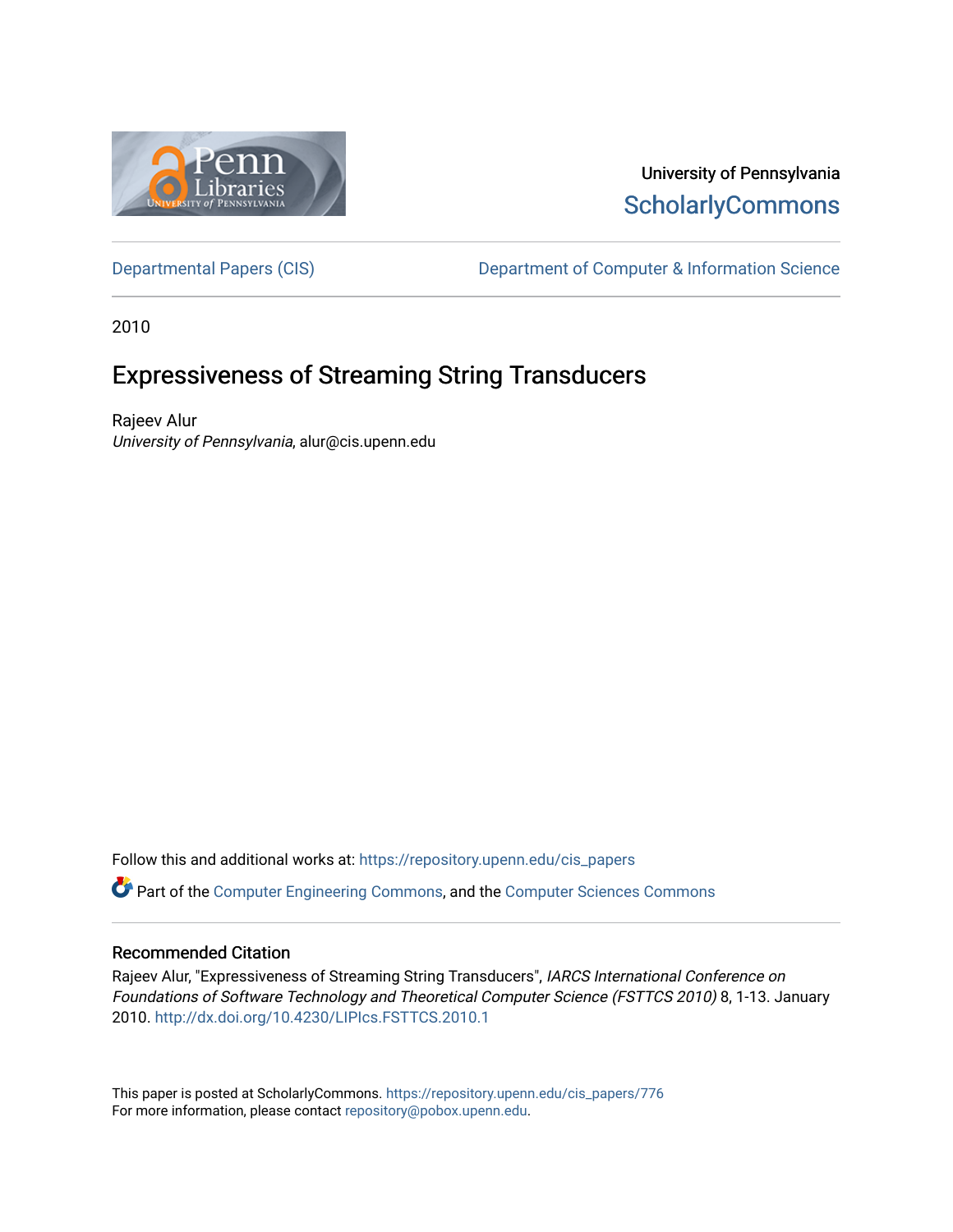University of Pennsylvania
ScholarlyCommons

Departmental Papers (CIS) | Department of Computer & Information Science

2010

# Expressiveness of Streaming String Transducers

Rajeev Alur
*University of Pennsylvania*, alur@cis.upenn.edu

Follow this and additional works at: https://repository.upenn.edu/cis_papers

Part of the Computer Engineering Commons, and the Computer Sciences Commons

## Recommended Citation

Rajeev Alur, "Expressiveness of Streaming String Transducers", *IARCS International Conference on Foundations of Software Technology and Theoretical Computer Science (FSTTCS 2010)* 8, 1-13. January 2010. http://dx.doi.org/10.4230/LIPIcs.FSTTCS.2010.1

This paper is posted at ScholarlyCommons. https://repository.upenn.edu/cis_papers/776
For more information, please contact repository@pobox.upenn.edu.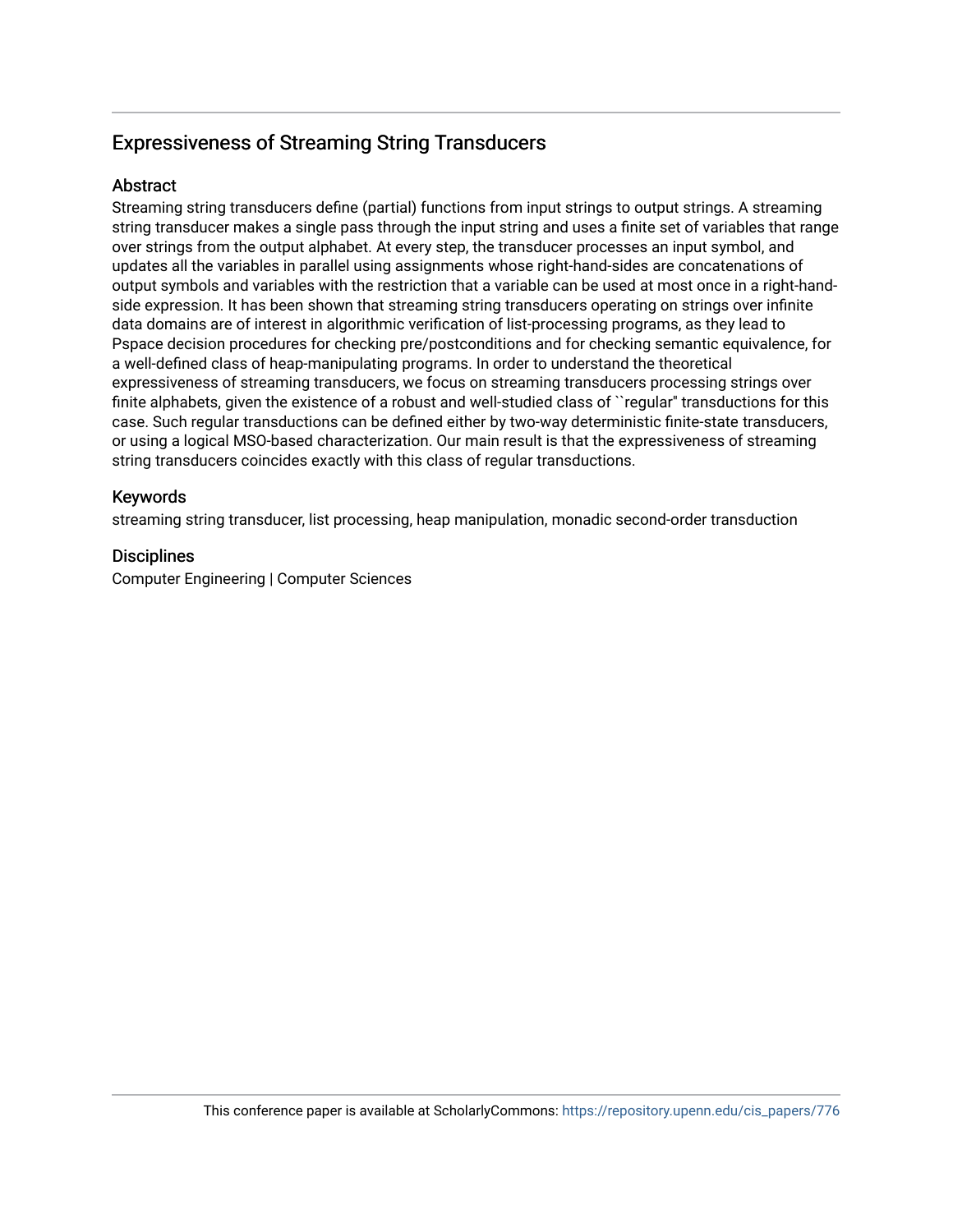## Expressiveness of Streaming String Transducers

### Abstract

Streaming string transducers define (partial) functions from input strings to output strings. A streaming string transducer makes a single pass through the input string and uses a finite set of variables that range over strings from the output alphabet. At every step, the transducer processes an input symbol, and updates all the variables in parallel using assignments whose right-hand-sides are concatenations of output symbols and variables with the restriction that a variable can be used at most once in a right-hand-side expression. It has been shown that streaming string transducers operating on strings over infinite data domains are of interest in algorithmic verification of list-processing programs, as they lead to Pspace decision procedures for checking pre/postconditions and for checking semantic equivalence, for a well-defined class of heap-manipulating programs. In order to understand the theoretical expressiveness of streaming transducers, we focus on streaming transducers processing strings over finite alphabets, given the existence of a robust and well-studied class of ``regular'' transductions for this case. Such regular transductions can be defined either by two-way deterministic finite-state transducers, or using a logical MSO-based characterization. Our main result is that the expressiveness of streaming string transducers coincides exactly with this class of regular transductions.

### Keywords

streaming string transducer, list processing, heap manipulation, monadic second-order transduction

### Disciplines

Computer Engineering | Computer Sciences

This conference paper is available at ScholarlyCommons: https://repository.upenn.edu/cis_papers/776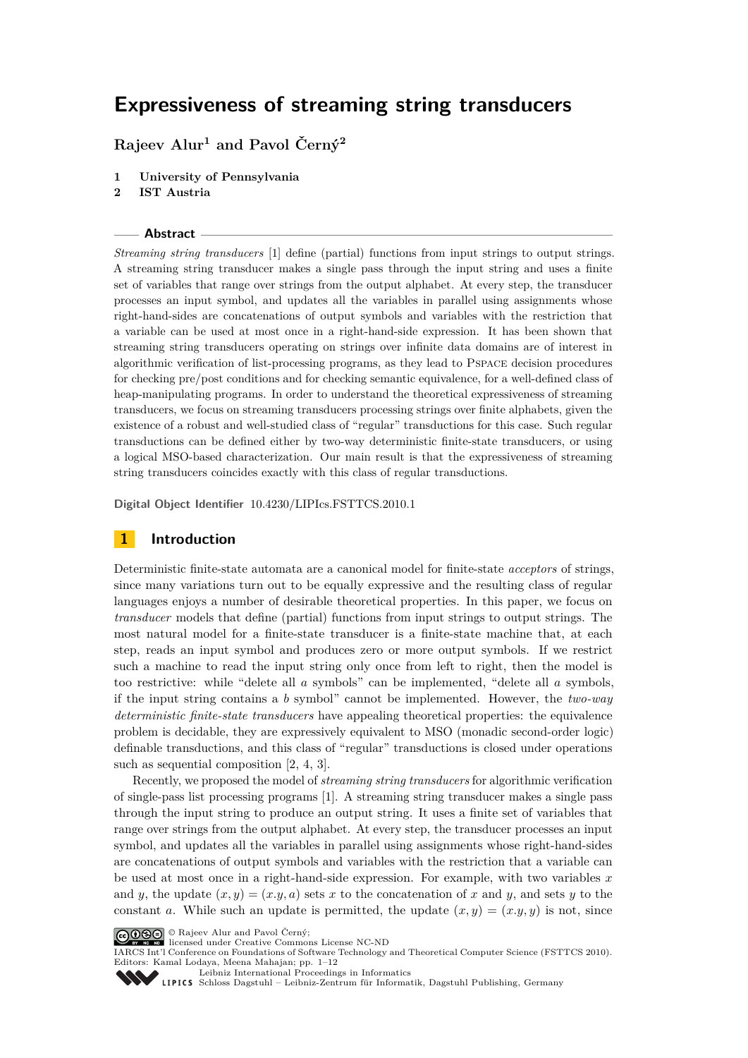# Expressiveness of streaming string transducers

**Rajeev Alur[1] and Pavol Černý[2]**

1 University of Pennsylvania
2 IST Austria

## Abstract

*Streaming string transducers* [1] define (partial) functions from input strings to output strings. A streaming string transducer makes a single pass through the input string and uses a finite set of variables that range over strings from the output alphabet. At every step, the transducer processes an input symbol, and updates all the variables in parallel using assignments whose right-hand-sides are concatenations of output symbols and variables with the restriction that a variable can be used at most once in a right-hand-side expression. It has been shown that streaming string transducers operating on strings over infinite data domains are of interest in algorithmic verification of list-processing programs, as they lead to PSPACE decision procedures for checking pre/post conditions and for checking semantic equivalence, for a well-defined class of heap-manipulating programs. In order to understand the theoretical expressiveness of streaming transducers, we focus on streaming transducers processing strings over finite alphabets, given the existence of a robust and well-studied class of "regular" transductions for this case. Such regular transductions can be defined either by two-way deterministic finite-state transducers, or using a logical MSO-based characterization. Our main result is that the expressiveness of streaming string transducers coincides exactly with this class of regular transductions.

**Digital Object Identifier** 10.4230/LIPIcs.FSTTCS.2010.1

## 1 Introduction

Deterministic finite-state automata are a canonical model for finite-state *acceptors* of strings, since many variations turn out to be equally expressive and the resulting class of regular languages enjoys a number of desirable theoretical properties. In this paper, we focus on *transducer* models that define (partial) functions from input strings to output strings. The most natural model for a finite-state transducer is a finite-state machine that, at each step, reads an input symbol and produces zero or more output symbols. If we restrict such a machine to read the input string only once from left to right, then the model is too restrictive: while "delete all $a$ symbols" can be implemented, "delete all $a$ symbols, if the input string contains a $b$ symbol" cannot be implemented. However, the *two-way deterministic finite-state transducers* have appealing theoretical properties: the equivalence problem is decidable, they are expressively equivalent to MSO (monadic second-order logic) definable transductions, and this class of "regular" transductions is closed under operations such as sequential composition [2, 4, 3].

Recently, we proposed the model of *streaming string transducers* for algorithmic verification of single-pass list processing programs [1]. A streaming string transducer makes a single pass through the input string to produce an output string. It uses a finite set of variables that range over strings from the output alphabet. At every step, the transducer processes an input symbol, and updates all the variables in parallel using assignments whose right-hand-sides are concatenations of output symbols and variables with the restriction that a variable can be used at most once in a right-hand-side expression. For example, with two variables $x$ and $y$, the update $(x, y) = (x.y, a)$ sets $x$ to the concatenation of $x$ and $y$, and sets $y$ to the constant $a$. While such an update is permitted, the update $(x, y) = (x.y, y)$ is not, since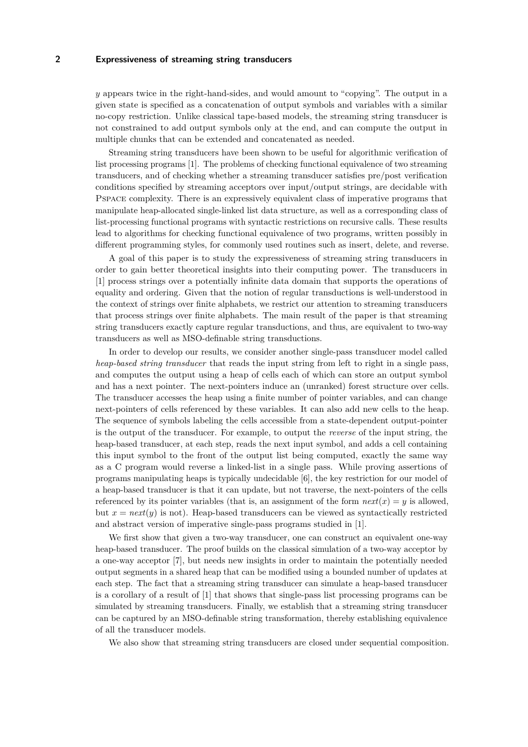$y$ appears twice in the right-hand-sides, and would amount to "copying". The output in a given state is specified as a concatenation of output symbols and variables with a similar no-copy restriction. Unlike classical tape-based models, the streaming string transducer is not constrained to add output symbols only at the end, and can compute the output in multiple chunks that can be extended and concatenated as needed.

Streaming string transducers have been shown to be useful for algorithmic verification of list processing programs [1]. The problems of checking functional equivalence of two streaming transducers, and of checking whether a streaming transducer satisfies pre/post verification conditions specified by streaming acceptors over input/output strings, are decidable with PSPACE complexity. There is an expressively equivalent class of imperative programs that manipulate heap-allocated single-linked list data structure, as well as a corresponding class of list-processing functional programs with syntactic restrictions on recursive calls. These results lead to algorithms for checking functional equivalence of two programs, written possibly in different programming styles, for commonly used routines such as insert, delete, and reverse.

A goal of this paper is to study the expressiveness of streaming string transducers in order to gain better theoretical insights into their computing power. The transducers in [1] process strings over a potentially infinite data domain that supports the operations of equality and ordering. Given that the notion of regular transductions is well-understood in the context of strings over finite alphabets, we restrict our attention to streaming transducers that process strings over finite alphabets. The main result of the paper is that streaming string transducers exactly capture regular transductions, and thus, are equivalent to two-way transducers as well as MSO-definable string transductions.

In order to develop our results, we consider another single-pass transducer model called *heap-based string transducer* that reads the input string from left to right in a single pass, and computes the output using a heap of cells each of which can store an output symbol and has a next pointer. The next-pointers induce an (unranked) forest structure over cells. The transducer accesses the heap using a finite number of pointer variables, and can change next-pointers of cells referenced by these variables. It can also add new cells to the heap. The sequence of symbols labeling the cells accessible from a state-dependent output-pointer is the output of the transducer. For example, to output the *reverse* of the input string, the heap-based transducer, at each step, reads the next input symbol, and adds a cell containing this input symbol to the front of the output list being computed, exactly the same way as a C program would reverse a linked-list in a single pass. While proving assertions of programs manipulating heaps is typically undecidable [6], the key restriction for our model of a heap-based transducer is that it can update, but not traverse, the next-pointers of the cells referenced by its pointer variables (that is, an assignment of the form $next(x) = y$ is allowed, but $x = next(y)$ is not). Heap-based transducers can be viewed as syntactically restricted and abstract version of imperative single-pass programs studied in [1].

We first show that given a two-way transducer, one can construct an equivalent one-way heap-based transducer. The proof builds on the classical simulation of a two-way acceptor by a one-way acceptor [7], but needs new insights in order to maintain the potentially needed output segments in a shared heap that can be modified using a bounded number of updates at each step. The fact that a streaming string transducer can simulate a heap-based transducer is a corollary of a result of [1] that shows that single-pass list processing programs can be simulated by streaming transducers. Finally, we establish that a streaming string transducer can be captured by an MSO-definable string transformation, thereby establishing equivalence of all the transducer models.

We also show that streaming string transducers are closed under sequential composition.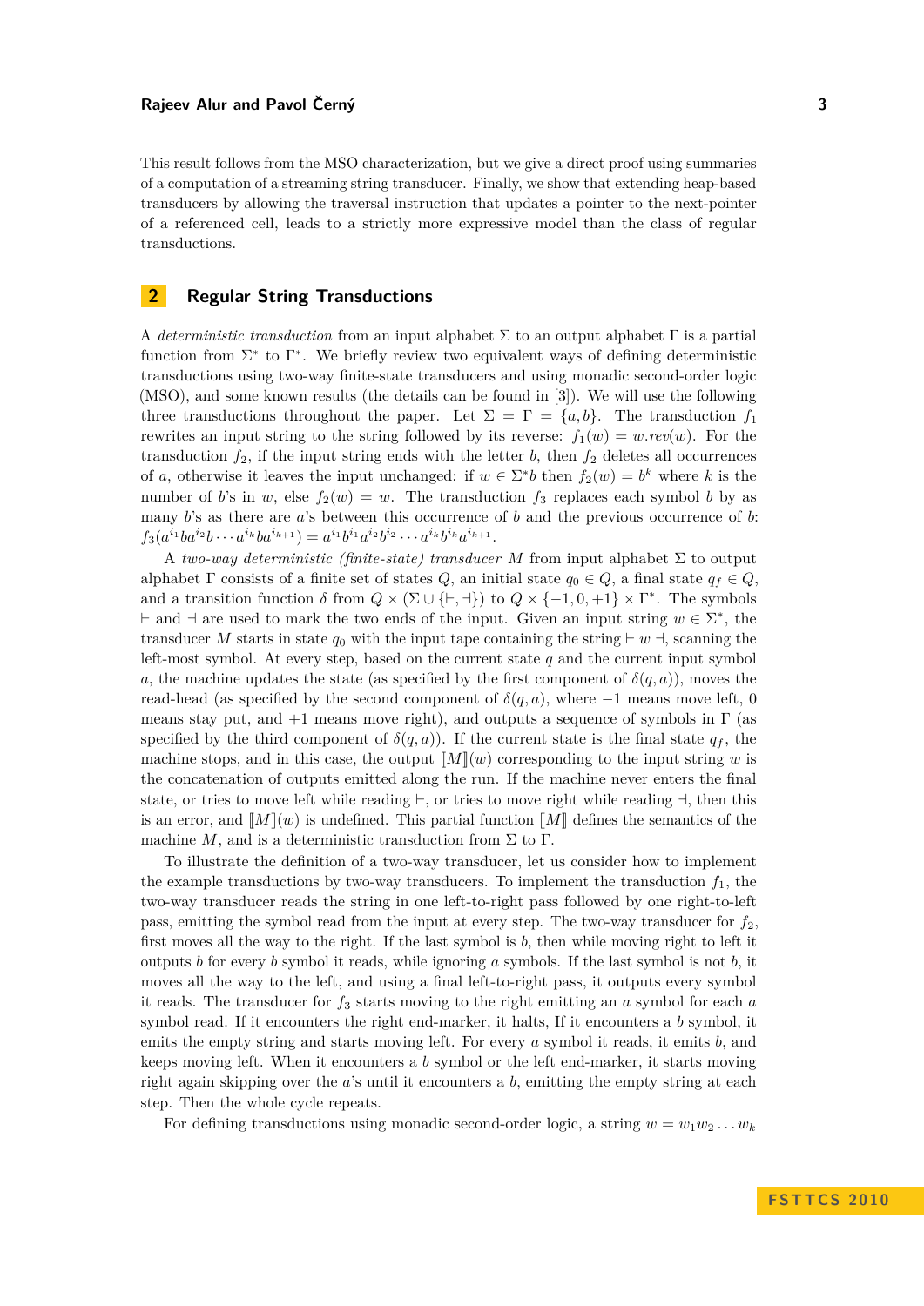This result follows from the MSO characterization, but we give a direct proof using summaries of a computation of a streaming string transducer. Finally, we show that extending heap-based transducers by allowing the traversal instruction that updates a pointer to the next-pointer of a referenced cell, leads to a strictly more expressive model than the class of regular transductions.

## 2 Regular String Transductions

A *deterministic transduction* from an input alphabet $\Sigma$ to an output alphabet $\Gamma$ is a partial function from $\Sigma^*$ to $\Gamma^*$. We briefly review two equivalent ways of defining deterministic transductions using two-way finite-state transducers and using monadic second-order logic (MSO), and some known results (the details can be found in [3]). We will use the following three transductions throughout the paper. Let $\Sigma = \Gamma = \{a, b\}$. The transduction $f_1$ rewrites an input string to the string followed by its reverse: $f_1(w) = w.rev(w)$. For the transduction $f_2$, if the input string ends with the letter $b$, then $f_2$ deletes all occurrences of $a$, otherwise it leaves the input unchanged: if $w \in \Sigma^* b$ then $f_2(w) = b^k$ where $k$ is the number of $b$'s in $w$, else $f_2(w) = w$. The transduction $f_3$ replaces each symbol $b$ by as many $b$'s as there are $a$'s between this occurrence of $b$ and the previous occurrence of $b$: $f_3(a^{i_1} b a^{i_2} b \cdots a^{i_k} b a^{i_{k+1}}) = a^{i_1} b^{i_1} a^{i_2} b^{i_2} \cdots a^{i_k} b^{i_k} a^{i_{k+1}}$.

A *two-way deterministic (finite-state) transducer* $M$ from input alphabet $\Sigma$ to output alphabet $\Gamma$ consists of a finite set of states $Q$, an initial state $q_0 \in Q$, a final state $q_f \in Q$, and a transition function $\delta$ from $Q \times (\Sigma \cup \{\vdash, \dashv\})$ to $Q \times \{-1, 0, +1\} \times \Gamma^*$. The symbols $\vdash$ and $\dashv$ are used to mark the two ends of the input. Given an input string $w \in \Sigma^*$, the transducer $M$ starts in state $q_0$ with the input tape containing the string $\vdash w \dashv$, scanning the left-most symbol. At every step, based on the current state $q$ and the current input symbol $a$, the machine updates the state (as specified by the first component of $\delta(q, a)$), moves the read-head (as specified by the second component of $\delta(q, a)$, where $-1$ means move left, $0$ means stay put, and $+1$ means move right), and outputs a sequence of symbols in $\Gamma$ (as specified by the third component of $\delta(q, a)$). If the current state is the final state $q_f$, the machine stops, and in this case, the output $[\![M]\!](w)$ corresponding to the input string $w$ is the concatenation of outputs emitted along the run. If the machine never enters the final state, or tries to move left while reading $\vdash$, or tries to move right while reading $\dashv$, then this is an error, and $[\![M]\!](w)$ is undefined. This partial function $[\![M]\!]$ defines the semantics of the machine $M$, and is a deterministic transduction from $\Sigma$ to $\Gamma$.

To illustrate the definition of a two-way transducer, let us consider how to implement the example transductions by two-way transducers. To implement the transduction $f_1$, the two-way transducer reads the string in one left-to-right pass followed by one right-to-left pass, emitting the symbol read from the input at every step. The two-way transducer for $f_2$, first moves all the way to the right. If the last symbol is $b$, then while moving right to left it outputs $b$ for every $b$ symbol it reads, while ignoring $a$ symbols. If the last symbol is not $b$, it moves all the way to the left, and using a final left-to-right pass, it outputs every symbol it reads. The transducer for $f_3$ starts moving to the right emitting an $a$ symbol for each $a$ symbol read. If it encounters the right end-marker, it halts, If it encounters a $b$ symbol, it emits the empty string and starts moving left. For every $a$ symbol it reads, it emits $b$, and keeps moving left. When it encounters a $b$ symbol or the left end-marker, it starts moving right again skipping over the $a$'s until it encounters a $b$, emitting the empty string at each step. Then the whole cycle repeats.

For defining transductions using monadic second-order logic, a string $w = w_1 w_2 \ldots w_k$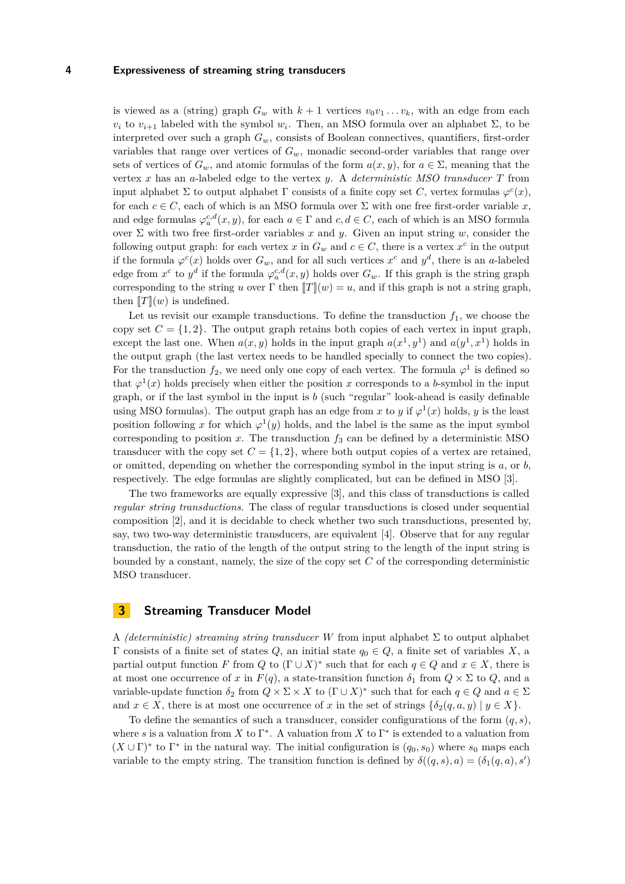is viewed as a (string) graph $G_w$ with $k+1$ vertices $v_0 v_1 \dots v_k$, with an edge from each $v_i$ to $v_{i+1}$ labeled with the symbol $w_i$. Then, an MSO formula over an alphabet $\Sigma$, to be interpreted over such a graph $G_w$, consists of Boolean connectives, quantifiers, first-order variables that range over vertices of $G_w$, monadic second-order variables that range over sets of vertices of $G_w$, and atomic formulas of the form $a(x, y)$, for $a \in \Sigma$, meaning that the vertex $x$ has an $a$-labeled edge to the vertex $y$. A *deterministic MSO transducer* $T$ from input alphabet $\Sigma$ to output alphabet $\Gamma$ consists of a finite copy set $C$, vertex formulas $\varphi^c(x)$, for each $c \in C$, each of which is an MSO formula over $\Sigma$ with one free first-order variable $x$, and edge formulas $\varphi_a^{c,d}(x, y)$, for each $a \in \Gamma$ and $c, d \in C$, each of which is an MSO formula over $\Sigma$ with two free first-order variables $x$ and $y$. Given an input string $w$, consider the following output graph: for each vertex $x$ in $G_w$ and $c \in C$, there is a vertex $x^c$ in the output if the formula $\varphi^c(x)$ holds over $G_w$, and for all such vertices $x^c$ and $y^d$, there is an $a$-labeled edge from $x^c$ to $y^d$ if the formula $\varphi_a^{c,d}(x, y)$ holds over $G_w$. If this graph is the string graph corresponding to the string $u$ over $\Gamma$ then $[\![T]\!](w) = u$, and if this graph is not a string graph, then $[\![T]\!](w)$ is undefined.

Let us revisit our example transductions. To define the transduction $f_1$, we choose the copy set $C = \{1, 2\}$. The output graph retains both copies of each vertex in input graph, except the last one. When $a(x, y)$ holds in the input graph $a(x^1, y^1)$ and $a(y^1, x^1)$ holds in the output graph (the last vertex needs to be handled specially to connect the two copies). For the transduction $f_2$, we need only one copy of each vertex. The formula $\varphi^1$ is defined so that $\varphi^1(x)$ holds precisely when either the position $x$ corresponds to a $b$-symbol in the input graph, or if the last symbol in the input is $b$ (such "regular" look-ahead is easily definable using MSO formulas). The output graph has an edge from $x$ to $y$ if $\varphi^1(x)$ holds, $y$ is the least position following $x$ for which $\varphi^1(y)$ holds, and the label is the same as the input symbol corresponding to position $x$. The transduction $f_3$ can be defined by a deterministic MSO transducer with the copy set $C = \{1, 2\}$, where both output copies of a vertex are retained, or omitted, depending on whether the corresponding symbol in the input string is $a$, or $b$, respectively. The edge formulas are slightly complicated, but can be defined in MSO [3].

The two frameworks are equally expressive [3], and this class of transductions is called *regular string transductions*. The class of regular transductions is closed under sequential composition [2], and it is decidable to check whether two such transductions, presented by, say, two two-way deterministic transducers, are equivalent [4]. Observe that for any regular transduction, the ratio of the length of the output string to the length of the input string is bounded by a constant, namely, the size of the copy set $C$ of the corresponding deterministic MSO transducer.

## 3 Streaming Transducer Model

A *(deterministic) streaming string transducer* $W$ from input alphabet $\Sigma$ to output alphabet $\Gamma$ consists of a finite set of states $Q$, an initial state $q_0 \in Q$, a finite set of variables $X$, a partial output function $F$ from $Q$ to $(\Gamma \cup X)^*$ such that for each $q \in Q$ and $x \in X$, there is at most one occurrence of $x$ in $F(q)$, a state-transition function $\delta_1$ from $Q \times \Sigma$ to $Q$, and a variable-update function $\delta_2$ from $Q \times \Sigma \times X$ to $(\Gamma \cup X)^*$ such that for each $q \in Q$ and $a \in \Sigma$ and $x \in X$, there is at most one occurrence of $x$ in the set of strings $\{\delta_2(q, a, y) \mid y \in X\}$.

To define the semantics of such a transducer, consider configurations of the form $(q, s)$, where $s$ is a valuation from $X$ to $\Gamma^*$. A valuation from $X$ to $\Gamma^*$ is extended to a valuation from $(X \cup \Gamma)^*$ to $\Gamma^*$ in the natural way. The initial configuration is $(q_0, s_0)$ where $s_0$ maps each variable to the empty string. The transition function is defined by $\delta((q, s), a) = (\delta_1(q, a), s')$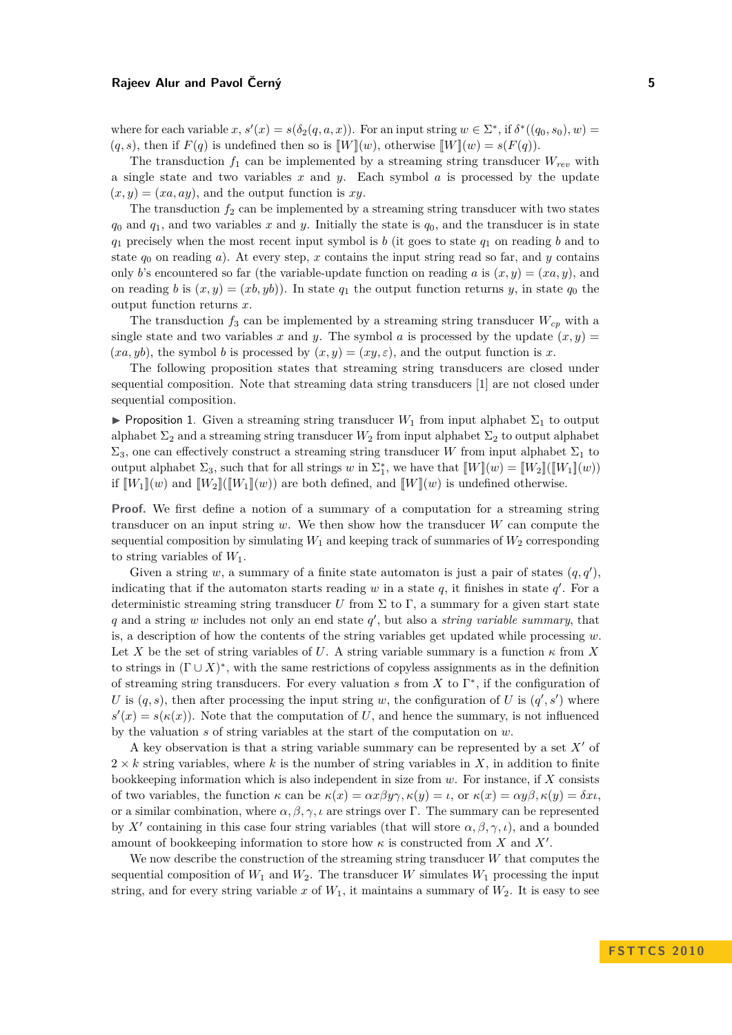where for each variable $x$, $s'(x) = s(\delta_2(q, a, x))$. For an input string $w \in \Sigma^*$, if $\delta^*((q_0, s_0), w) = (q, s)$, then if $F(q)$ is undefined then so is $[\![W]\!](w)$, otherwise $[\![W]\!](w) = s(F(q))$.

The transduction $f_1$ can be implemented by a streaming string transducer $W_{rev}$ with a single state and two variables $x$ and $y$. Each symbol $a$ is processed by the update $(x, y) = (xa, ay)$, and the output function is $xy$.

The transduction $f_2$ can be implemented by a streaming string transducer with two states $q_0$ and $q_1$, and two variables $x$ and $y$. Initially the state is $q_0$, and the transducer is in state $q_1$ precisely when the most recent input symbol is $b$ (it goes to state $q_1$ on reading $b$ and to state $q_0$ on reading $a$). At every step, $x$ contains the input string read so far, and $y$ contains only $b$'s encountered so far (the variable-update function on reading $a$ is $(x, y) = (xa, y)$, and on reading $b$ is $(x, y) = (xb, yb)$). In state $q_1$ the output function returns $y$, in state $q_0$ the output function returns $x$.

The transduction $f_3$ can be implemented by a streaming string transducer $W_{cp}$ with a single state and two variables $x$ and $y$. The symbol $a$ is processed by the update $(x, y) = (xa, yb)$, the symbol $b$ is processed by $(x, y) = (xy, \varepsilon)$, and the output function is $x$.

The following proposition states that streaming string transducers are closed under sequential composition. Note that streaming data string transducers [1] are not closed under sequential composition.

▶ Proposition 1. Given a streaming string transducer $W_1$ from input alphabet $\Sigma_1$ to output alphabet $\Sigma_2$ and a streaming string transducer $W_2$ from input alphabet $\Sigma_2$ to output alphabet $\Sigma_3$, one can effectively construct a streaming string transducer $W$ from input alphabet $\Sigma_1$ to output alphabet $\Sigma_3$, such that for all strings $w$ in $\Sigma_1^*$, we have that $[\![W]\!](w) = [\![W_2]\!]([\![W_1]\!](w))$ if $[\![W_1]\!](w)$ and $[\![W_2]\!]([\![W_1]\!](w))$ are both defined, and $[\![W]\!](w)$ is undefined otherwise.

**Proof.** We first define a notion of a summary of a computation for a streaming string transducer on an input string $w$. We then show how the transducer $W$ can compute the sequential composition by simulating $W_1$ and keeping track of summaries of $W_2$ corresponding to string variables of $W_1$.

Given a string $w$, a summary of a finite state automaton is just a pair of states $(q, q')$, indicating that if the automaton starts reading $w$ in a state $q$, it finishes in state $q'$. For a deterministic streaming string transducer $U$ from $\Sigma$ to $\Gamma$, a summary for a given start state $q$ and a string $w$ includes not only an end state $q'$, but also a *string variable summary*, that is, a description of how the contents of the string variables get updated while processing $w$. Let $X$ be the set of string variables of $U$. A string variable summary is a function $\kappa$ from $X$ to strings in $(\Gamma \cup X)^*$, with the same restrictions of copyless assignments as in the definition of streaming string transducers. For every valuation $s$ from $X$ to $\Gamma^*$, if the configuration of $U$ is $(q, s)$, then after processing the input string $w$, the configuration of $U$ is $(q', s')$ where $s'(x) = s(\kappa(x))$. Note that the computation of $U$, and hence the summary, is not influenced by the valuation $s$ of string variables at the start of the computation on $w$.

A key observation is that a string variable summary can be represented by a set $X'$ of $2 \times k$ string variables, where $k$ is the number of string variables in $X$, in addition to finite bookkeeping information which is also independent in size from $w$. For instance, if $X$ consists of two variables, the function $\kappa$ can be $\kappa(x) = \alpha x \beta y \gamma, \kappa(y) = \iota$, or $\kappa(x) = \alpha y \beta, \kappa(y) = \delta x \iota$, or a similar combination, where $\alpha, \beta, \gamma, \iota$ are strings over $\Gamma$. The summary can be represented by $X'$ containing in this case four string variables (that will store $\alpha, \beta, \gamma, \iota$), and a bounded amount of bookkeeping information to store how $\kappa$ is constructed from $X$ and $X'$.

We now describe the construction of the streaming string transducer $W$ that computes the sequential composition of $W_1$ and $W_2$. The transducer $W$ simulates $W_1$ processing the input string, and for every string variable $x$ of $W_1$, it maintains a summary of $W_2$. It is easy to see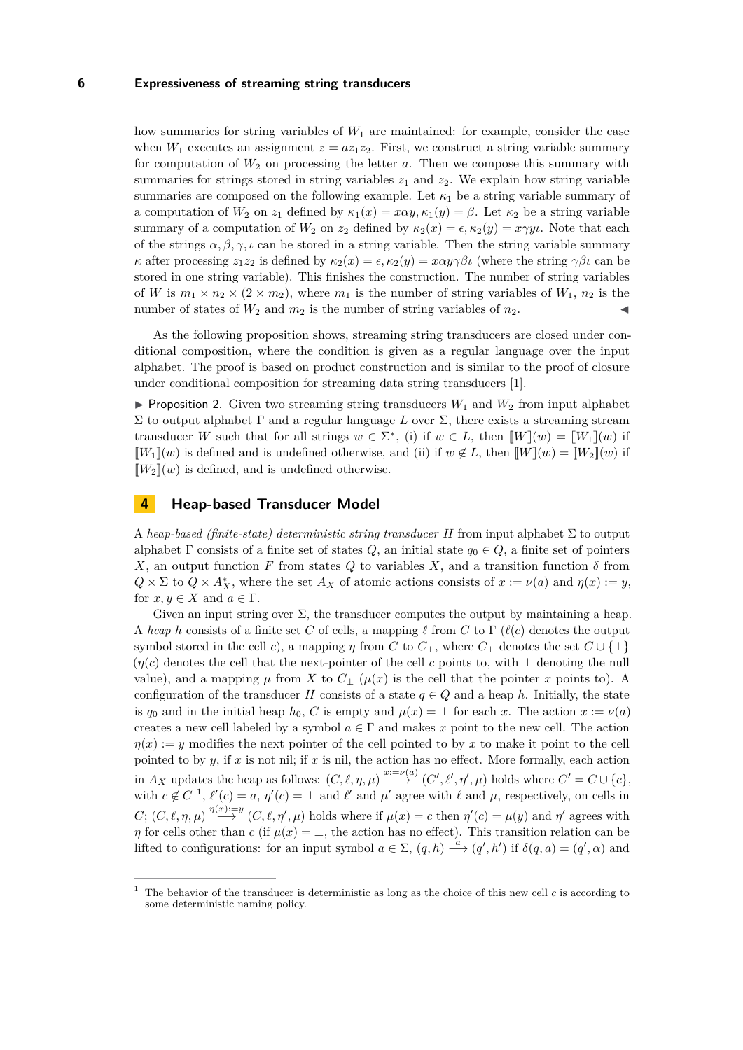how summaries for string variables of $W_1$ are maintained: for example, consider the case when $W_1$ executes an assignment $z = az_1z_2$. First, we construct a string variable summary for computation of $W_2$ on processing the letter $a$. Then we compose this summary with summaries for strings stored in string variables $z_1$ and $z_2$. We explain how string variable summaries are composed on the following example. Let $\kappa_1$ be a string variable summary of a computation of $W_2$ on $z_1$ defined by $\kappa_1(x) = x\alpha y, \kappa_1(y) = \beta$. Let $\kappa_2$ be a string variable summary of a computation of $W_2$ on $z_2$ defined by $\kappa_2(x) = \epsilon, \kappa_2(y) = x\gamma y\iota$. Note that each of the strings $\alpha, \beta, \gamma, \iota$ can be stored in a string variable. Then the string variable summary $\kappa$ after processing $z_1z_2$ is defined by $\kappa_2(x) = \epsilon, \kappa_2(y) = x\alpha y\gamma\beta\iota$ (where the string $\gamma\beta\iota$ can be stored in one string variable). This finishes the construction. The number of string variables of $W$ is $m_1 \times n_2 \times (2 \times m_2)$, where $m_1$ is the number of string variables of $W_1$, $n_2$ is the number of states of $W_2$ and $m_2$ is the number of string variables of $n_2$. ◀

As the following proposition shows, streaming string transducers are closed under conditional composition, where the condition is given as a regular language over the input alphabet. The proof is based on product construction and is similar to the proof of closure under conditional composition for streaming data string transducers [1].

▶ Proposition 2. Given two streaming string transducers $W_1$ and $W_2$ from input alphabet $\Sigma$ to output alphabet $\Gamma$ and a regular language $L$ over $\Sigma$, there exists a streaming stream transducer $W$ such that for all strings $w \in \Sigma^*$, (i) if $w \in L$, then $[\![W]\!](w) = [\![W_1]\!](w)$ if $[\![W_1]\!](w)$ is defined and is undefined otherwise, and (ii) if $w \notin L$, then $[\![W]\!](w) = [\![W_2]\!](w)$ if $[\![W_2]\!](w)$ is defined, and is undefined otherwise.

# 4 Heap-based Transducer Model

A *heap-based (finite-state) deterministic string transducer* $H$ from input alphabet $\Sigma$ to output alphabet $\Gamma$ consists of a finite set of states $Q$, an initial state $q_0 \in Q$, a finite set of pointers $X$, an output function $F$ from states $Q$ to variables $X$, and a transition function $\delta$ from $Q \times \Sigma$ to $Q \times A_X^*$, where the set $A_X$ of atomic actions consists of $x := \nu(a)$ and $\eta(x) := y$, for $x, y \in X$ and $a \in \Gamma$.

Given an input string over $\Sigma$, the transducer computes the output by maintaining a heap. A *heap* $h$ consists of a finite set $C$ of cells, a mapping $\ell$ from $C$ to $\Gamma$ ($\ell(c)$ denotes the output symbol stored in the cell $c$), a mapping $\eta$ from $C$ to $C_\perp$, where $C_\perp$ denotes the set $C \cup \{\perp\}$ ($\eta(c)$ denotes the cell that the next-pointer of the cell $c$ points to, with $\perp$ denoting the null value), and a mapping $\mu$ from $X$ to $C_\perp$ ($\mu(x)$ is the cell that the pointer $x$ points to). A configuration of the transducer $H$ consists of a state $q \in Q$ and a heap $h$. Initially, the state is $q_0$ and in the initial heap $h_0$, $C$ is empty and $\mu(x) = \perp$ for each $x$. The action $x := \nu(a)$ creates a new cell labeled by a symbol $a \in \Gamma$ and makes $x$ point to the new cell. The action $\eta(x) := y$ modifies the next pointer of the cell pointed to by $x$ to make it point to the cell pointed to by $y$, if $x$ is not nil; if $x$ is nil, the action has no effect. More formally, each action in $A_X$ updates the heap as follows: $(C, \ell, \eta, \mu) \xrightarrow{x:=\nu(a)} (C', \ell', \eta', \mu)$ holds where $C' = C \cup \{c\}$, with $c \notin C$ [1], $\ell'(c) = a$, $\eta'(c) = \perp$ and $\ell'$ and $\mu'$ agree with $\ell$ and $\mu$, respectively, on cells in $C$; $(C, \ell, \eta, \mu) \xrightarrow{\eta(x):=y} (C, \ell, \eta', \mu)$ holds where if $\mu(x) = c$ then $\eta'(c) = \mu(y)$ and $\eta'$ agrees with $\eta$ for cells other than $c$ (if $\mu(x) = \perp$, the action has no effect). This transition relation can be lifted to configurations: for an input symbol $a \in \Sigma$, $(q, h) \xrightarrow{a} (q', h')$ if $\delta(q, a) = (q', \alpha)$ and

[1] The behavior of the transducer is deterministic as long as the choice of this new cell $c$ is according to some deterministic naming policy.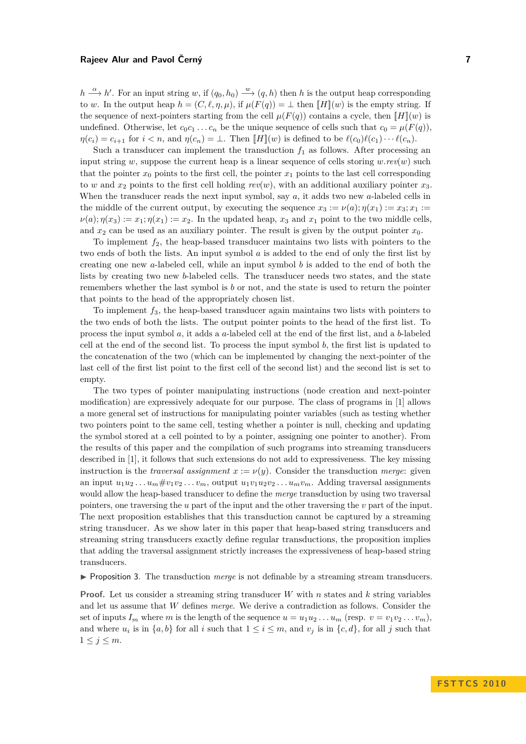$h \xrightarrow{\alpha} h'$. For an input string $w$, if $(q_0, h_0) \xrightarrow{w} (q, h)$ then $h$ is the output heap corresponding to $w$. In the output heap $h = (C, \ell, \eta, \mu)$, if $\mu(F(q)) = \bot$ then $[\![H]\!](w)$ is the empty string. If the sequence of next-pointers starting from the cell $\mu(F(q))$ contains a cycle, then $[\![H]\!](w)$ is undefined. Otherwise, let $c_0 c_1 \ldots c_n$ be the unique sequence of cells such that $c_0 = \mu(F(q))$, $\eta(c_i) = c_{i+1}$ for $i < n$, and $\eta(c_n) = \bot$. Then $[\![H]\!](w)$ is defined to be $\ell(c_0)\ell(c_1)\cdots\ell(c_n)$.

Such a transducer can implement the transduction $f_1$ as follows. After processing an input string $w$, suppose the current heap is a linear sequence of cells storing $w.rev(w)$ such that the pointer $x_0$ points to the first cell, the pointer $x_1$ points to the last cell corresponding to $w$ and $x_2$ points to the first cell holding $rev(w)$, with an additional auxiliary pointer $x_3$. When the transducer reads the next input symbol, say $a$, it adds two new $a$-labeled cells in the middle of the current output, by executing the sequence $x_3 := \nu(a); \eta(x_1) := x_3; x_1 := \nu(a); \eta(x_3) := x_1; \eta(x_1) := x_2$. In the updated heap, $x_3$ and $x_1$ point to the two middle cells, and $x_2$ can be used as an auxiliary pointer. The result is given by the output pointer $x_0$.

To implement $f_2$, the heap-based transducer maintains two lists with pointers to the two ends of both the lists. An input symbol $a$ is added to the end of only the first list by creating one new $a$-labeled cell, while an input symbol $b$ is added to the end of both the lists by creating two new $b$-labeled cells. The transducer needs two states, and the state remembers whether the last symbol is $b$ or not, and the state is used to return the pointer that points to the head of the appropriately chosen list.

To implement $f_3$, the heap-based transducer again maintains two lists with pointers to the two ends of both the lists. The output pointer points to the head of the first list. To process the input symbol $a$, it adds a $a$-labeled cell at the end of the first list, and a $b$-labeled cell at the end of the second list. To process the input symbol $b$, the first list is updated to the concatenation of the two (which can be implemented by changing the next-pointer of the last cell of the first list point to the first cell of the second list) and the second list is set to empty.

The two types of pointer manipulating instructions (node creation and next-pointer modification) are expressively adequate for our purpose. The class of programs in [1] allows a more general set of instructions for manipulating pointer variables (such as testing whether two pointers point to the same cell, testing whether a pointer is null, checking and updating the symbol stored at a cell pointed to by a pointer, assigning one pointer to another). From the results of this paper and the compilation of such programs into streaming transducers described in [1], it follows that such extensions do not add to expressiveness. The key missing instruction is the *traversal assignment* $x := \nu(y)$. Consider the transduction *merge*: given an input $u_1 u_2 \ldots u_m \# v_1 v_2 \ldots v_m$, output $u_1 v_1 u_2 v_2 \ldots u_m v_m$. Adding traversal assignments would allow the heap-based transducer to define the *merge* transduction by using two traversal pointers, one traversing the $u$ part of the input and the other traversing the $v$ part of the input. The next proposition establishes that this transduction cannot be captured by a streaming string transducer. As we show later in this paper that heap-based string transducers and streaming string transducers exactly define regular transductions, the proposition implies that adding the traversal assignment strictly increases the expressiveness of heap-based string transducers.

▶ Proposition 3. The transduction *merge* is not definable by a streaming stream transducers.

**Proof.** Let us consider a streaming string transducer $W$ with $n$ states and $k$ string variables and let us assume that $W$ defines *merge*. We derive a contradiction as follows. Consider the set of inputs $I_m$ where $m$ is the length of the sequence $u = u_1 u_2 \ldots u_m$ (resp. $v = v_1 v_2 \ldots v_m$), and where $u_i$ is in $\{a, b\}$ for all $i$ such that $1 \leq i \leq m$, and $v_j$ is in $\{c, d\}$, for all $j$ such that $1 \leq j \leq m$.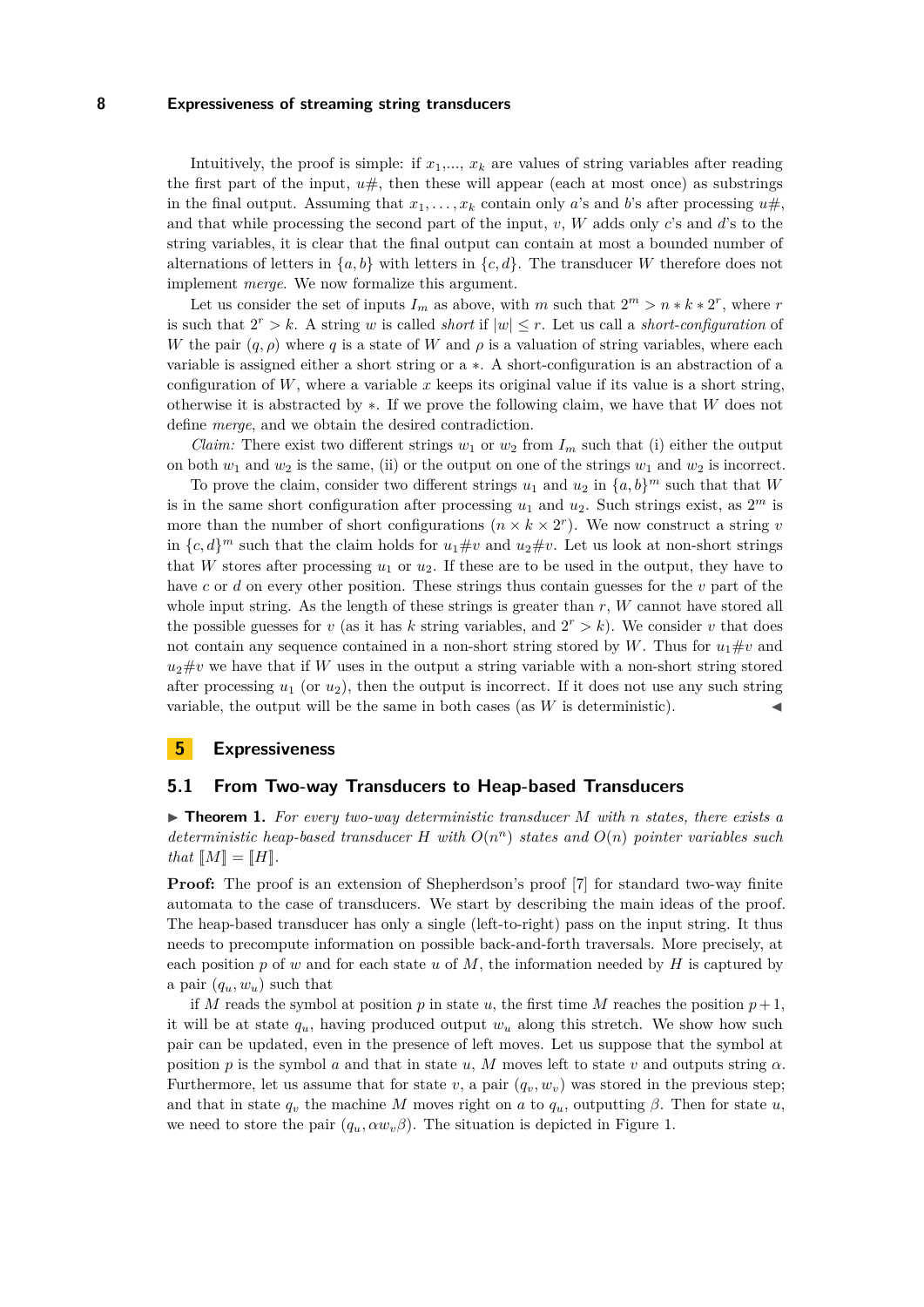Intuitively, the proof is simple: if $x_1$,..., $x_k$ are values of string variables after reading the first part of the input, $u\#$, then these will appear (each at most once) as substrings in the final output. Assuming that $x_1, \ldots, x_k$ contain only $a$'s and $b$'s after processing $u\#$, and that while processing the second part of the input, $v$, $W$ adds only $c$'s and $d$'s to the string variables, it is clear that the final output can contain at most a bounded number of alternations of letters in $\{a, b\}$ with letters in $\{c, d\}$. The transducer $W$ therefore does not implement *merge*. We now formalize this argument.

Let us consider the set of inputs $I_m$ as above, with $m$ such that $2^m > n * k * 2^r$, where $r$ is such that $2^r > k$. A string $w$ is called *short* if $|w| \leq r$. Let us call a *short-configuration* of $W$ the pair $(q, \rho)$ where $q$ is a state of $W$ and $\rho$ is a valuation of string variables, where each variable is assigned either a short string or a $*$. A short-configuration is an abstraction of a configuration of $W$, where a variable $x$ keeps its original value if its value is a short string, otherwise it is abstracted by $*$. If we prove the following claim, we have that $W$ does not define *merge*, and we obtain the desired contradiction.

*Claim:* There exist two different strings $w_1$ or $w_2$ from $I_m$ such that (i) either the output on both $w_1$ and $w_2$ is the same, (ii) or the output on one of the strings $w_1$ and $w_2$ is incorrect.

To prove the claim, consider two different strings $u_1$ and $u_2$ in $\{a, b\}^m$ such that that $W$ is in the same short configuration after processing $u_1$ and $u_2$. Such strings exist, as $2^m$ is more than the number of short configurations ($n \times k \times 2^r$). We now construct a string $v$ in $\{c, d\}^m$ such that the claim holds for $u_1\#v$ and $u_2\#v$. Let us look at non-short strings that $W$ stores after processing $u_1$ or $u_2$. If these are to be used in the output, they have to have $c$ or $d$ on every other position. These strings thus contain guesses for the $v$ part of the whole input string. As the length of these strings is greater than $r$, $W$ cannot have stored all the possible guesses for $v$ (as it has $k$ string variables, and $2^r > k$). We consider $v$ that does not contain any sequence contained in a non-short string stored by $W$. Thus for $u_1\#v$ and $u_2\#v$ we have that if $W$ uses in the output a string variable with a non-short string stored after processing $u_1$ (or $u_2$), then the output is incorrect. If it does not use any such string variable, the output will be the same in both cases (as $W$ is deterministic). ◀

# 5 Expressiveness

## 5.1 From Two-way Transducers to Heap-based Transducers

▶ **Theorem 1.** *For every two-way deterministic transducer $M$ with $n$ states, there exists a deterministic heap-based transducer $H$ with $O(n^n)$ states and $O(n)$ pointer variables such that $[\![M]\!] = [\![H]\!]$.*

**Proof:** The proof is an extension of Shepherdson's proof [7] for standard two-way finite automata to the case of transducers. We start by describing the main ideas of the proof. The heap-based transducer has only a single (left-to-right) pass on the input string. It thus needs to precompute information on possible back-and-forth traversals. More precisely, at each position $p$ of $w$ and for each state $u$ of $M$, the information needed by $H$ is captured by a pair $(q_u, w_u)$ such that

if $M$ reads the symbol at position $p$ in state $u$, the first time $M$ reaches the position $p+1$, it will be at state $q_u$, having produced output $w_u$ along this stretch. We show how such pair can be updated, even in the presence of left moves. Let us suppose that the symbol at position $p$ is the symbol $a$ and that in state $u$, $M$ moves left to state $v$ and outputs string $\alpha$. Furthermore, let us assume that for state $v$, a pair $(q_v, w_v)$ was stored in the previous step; and that in state $q_v$ the machine $M$ moves right on $a$ to $q_u$, outputting $\beta$. Then for state $u$, we need to store the pair $(q_u, \alpha w_v \beta)$. The situation is depicted in Figure 1.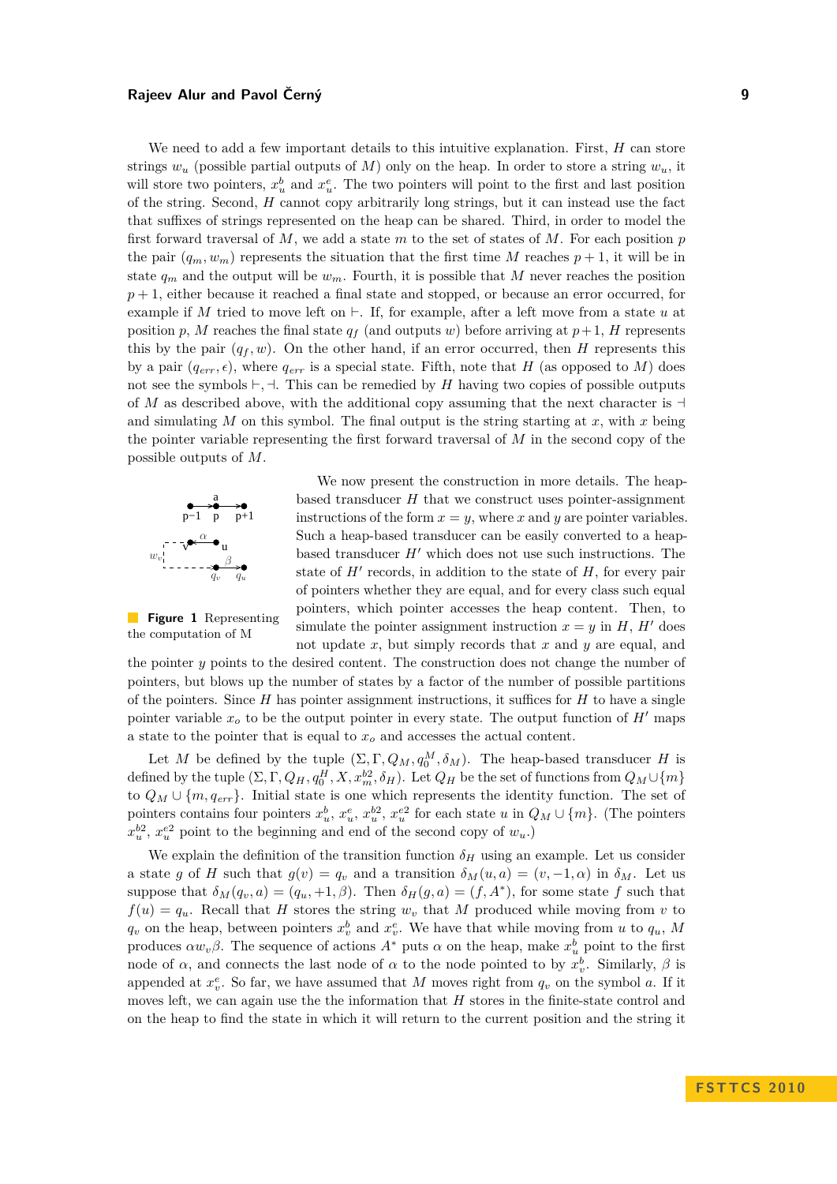We need to add a few important details to this intuitive explanation. First, $H$ can store strings $w_u$ (possible partial outputs of $M$) only on the heap. In order to store a string $w_u$, it will store two pointers, $x_u^b$ and $x_u^e$. The two pointers will point to the first and last position of the string. Second, $H$ cannot copy arbitrarily long strings, but it can instead use the fact that suffixes of strings represented on the heap can be shared. Third, in order to model the first forward traversal of $M$, we add a state $m$ to the set of states of $M$. For each position $p$ the pair $(q_m, w_m)$ represents the situation that the first time $M$ reaches $p+1$, it will be in state $q_m$ and the output will be $w_m$. Fourth, it is possible that $M$ never reaches the position $p+1$, either because it reached a final state and stopped, or because an error occurred, for example if $M$ tried to move left on $\vdash$. If, for example, after a left move from a state $u$ at position $p$, $M$ reaches the final state $q_f$ (and outputs $w$) before arriving at $p+1$, $H$ represents this by the pair $(q_f, w)$. On the other hand, if an error occurred, then $H$ represents this by a pair $(q_{err}, \epsilon)$, where $q_{err}$ is a special state. Fifth, note that $H$ (as opposed to $M$) does not see the symbols $\vdash, \dashv$. This can be remedied by $H$ having two copies of possible outputs of $M$ as described above, with the additional copy assuming that the next character is $\dashv$ and simulating $M$ on this symbol. The final output is the string starting at $x$, with $x$ being the pointer variable representing the first forward traversal of $M$ in the second copy of the possible outputs of $M$.

**Figure 1** Representing the computation of M

We now present the construction in more details. The heap-based transducer $H$ that we construct uses pointer-assignment instructions of the form $x = y$, where $x$ and $y$ are pointer variables. Such a heap-based transducer can be easily converted to a heap-based transducer $H'$ which does not use such instructions. The state of $H'$ records, in addition to the state of $H$, for every pair of pointers whether they are equal, and for every class such equal pointers, which pointer accesses the heap content. Then, to simulate the pointer assignment instruction $x = y$ in $H$, $H'$ does not update $x$, but simply records that $x$ and $y$ are equal, and the pointer $y$ points to the desired content. The construction does not change the number of pointers, but blows up the number of states by a factor of the number of possible partitions of the pointers. Since $H$ has pointer assignment instructions, it suffices for $H$ to have a single pointer variable $x_o$ to be the output pointer in every state. The output function of $H'$ maps a state to the pointer that is equal to $x_o$ and accesses the actual content.

Let $M$ be defined by the tuple $(\Sigma, \Gamma, Q_M, q_0^M, \delta_M)$. The heap-based transducer $H$ is defined by the tuple $(\Sigma, \Gamma, Q_H, q_0^H, X, x_m^{b2}, \delta_H)$. Let $Q_H$ be the set of functions from $Q_M \cup \{m\}$ to $Q_M \cup \{m, q_{err}\}$. Initial state is one which represents the identity function. The set of pointers contains four pointers $x_u^b$, $x_u^e$, $x_u^{b2}$, $x_u^{e2}$ for each state $u$ in $Q_M \cup \{m\}$. (The pointers $x_u^{b2}$, $x_u^{e2}$ point to the beginning and end of the second copy of $w_u$.)

We explain the definition of the transition function $\delta_H$ using an example. Let us consider a state $g$ of $H$ such that $g(v) = q_v$ and a transition $\delta_M(u, a) = (v, -1, \alpha)$ in $\delta_M$. Let us suppose that $\delta_M(q_v, a) = (q_u, +1, \beta)$. Then $\delta_H(g, a) = (f, A^*)$, for some state $f$ such that $f(u) = q_u$. Recall that $H$ stores the string $w_v$ that $M$ produced while moving from $v$ to $q_v$ on the heap, between pointers $x_v^b$ and $x_v^e$. We have that while moving from $u$ to $q_u$, $M$ produces $\alpha w_v \beta$. The sequence of actions $A^*$ puts $\alpha$ on the heap, make $x_u^b$ point to the first node of $\alpha$, and connects the last node of $\alpha$ to the node pointed to by $x_v^b$. Similarly, $\beta$ is appended at $x_v^e$. So far, we have assumed that $M$ moves right from $q_v$ on the symbol $a$. If it moves left, we can again use the the information that $H$ stores in the finite-state control and on the heap to find the state in which it will return to the current position and the string it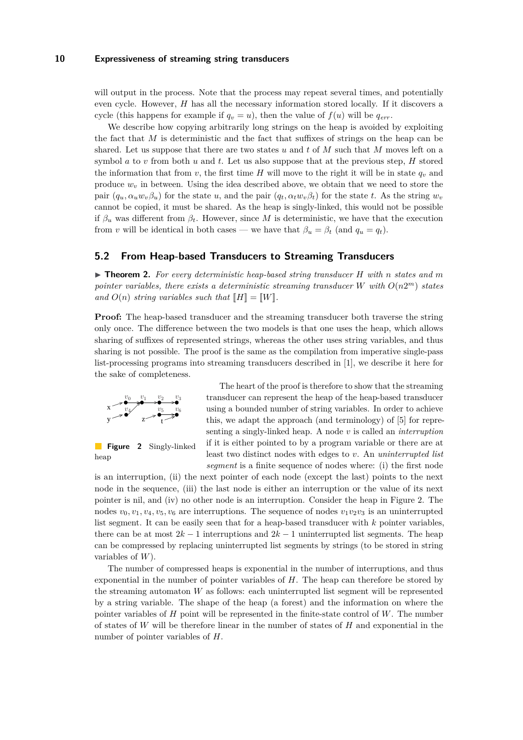will output in the process. Note that the process may repeat several times, and potentially even cycle. However, $H$ has all the necessary information stored locally. If it discovers a cycle (this happens for example if $q_v = u$), then the value of $f(u)$ will be $q_{err}$.

We describe how copying arbitrarily long strings on the heap is avoided by exploiting the fact that $M$ is deterministic and the fact that suffixes of strings on the heap can be shared. Let us suppose that there are two states $u$ and $t$ of $M$ such that $M$ moves left on a symbol $a$ to $v$ from both $u$ and $t$. Let us also suppose that at the previous step, $H$ stored the information that from $v$, the first time $H$ will move to the right it will be in state $q_v$ and produce $w_v$ in between. Using the idea described above, we obtain that we need to store the pair $(q_u, \alpha_u w_v \beta_u)$ for the state $u$, and the pair $(q_t, \alpha_t w_v \beta_t)$ for the state $t$. As the string $w_v$ cannot be copied, it must be shared. As the heap is singly-linked, this would not be possible if $\beta_u$ was different from $\beta_t$. However, since $M$ is deterministic, we have that the execution from $v$ will be identical in both cases — we have that $\beta_u = \beta_t$ (and $q_u = q_t$).

## 5.2 From Heap-based Transducers to Streaming Transducers

▶ **Theorem 2.** *For every deterministic heap-based string transducer $H$ with $n$ states and $m$ pointer variables, there exists a deterministic streaming transducer $W$ with $O(n2^m)$ states and $O(n)$ string variables such that $[\![H]\!] = [\![W]\!]$.*

**Proof:** The heap-based transducer and the streaming transducer both traverse the string only once. The difference between the two models is that one uses the heap, which allows sharing of suffixes of represented strings, whereas the other uses string variables, and thus sharing is not possible. The proof is the same as the compilation from imperative single-pass list-processing programs into streaming transducers described in [1], we describe it here for the sake of completeness.

The heart of the proof is therefore to show that the streaming transducer can represent the heap of the heap-based transducer using a bounded number of string variables. In order to achieve this, we adapt the approach (and terminology) of [5] for representing a singly-linked heap. A node $v$ is called an *interruption* if it is either pointed to by a program variable or there are at least two distinct nodes with edges to $v$. An *uninterrupted list segment* is a finite sequence of nodes where: (i) the first node is an interruption, (ii) the next pointer of each node (except the last) points to the next node in the sequence, (iii) the last node is either an interruption or the value of its next pointer is nil, and (iv) no other node is an interruption. Consider the heap in Figure 2. The nodes $v_0, v_1, v_4, v_5, v_6$ are interruptions. The sequence of nodes $v_1 v_2 v_3$ is an uninterrupted list segment. It can be easily seen that for a heap-based transducer with $k$ pointer variables, there can be at most $2k - 1$ interruptions and $2k - 1$ uninterrupted list segments. The heap can be compressed by replacing uninterrupted list segments by strings (to be stored in string variables of $W$).

**Figure 2** Singly-linked heap

The number of compressed heaps is exponential in the number of interruptions, and thus exponential in the number of pointer variables of $H$. The heap can therefore be stored by the streaming automaton $W$ as follows: each uninterrupted list segment will be represented by a string variable. The shape of the heap (a forest) and the information on where the pointer variables of $H$ point will be represented in the finite-state control of $W$. The number of states of $W$ will be therefore linear in the number of states of $H$ and exponential in the number of pointer variables of $H$.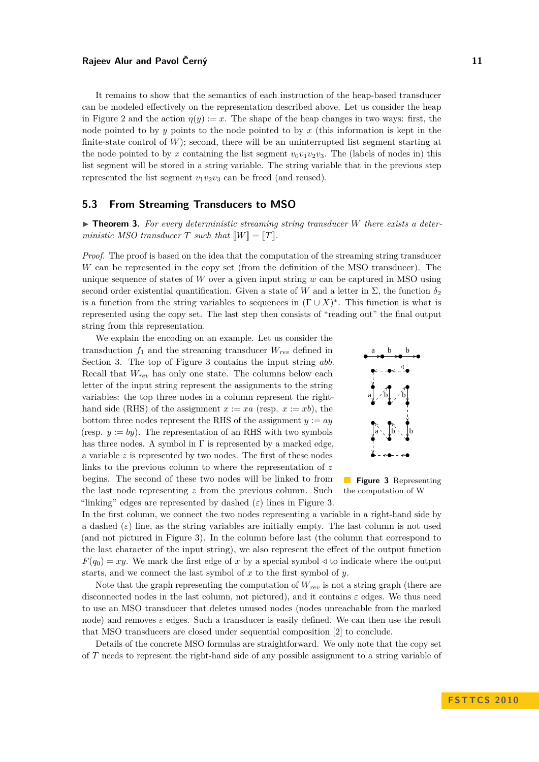It remains to show that the semantics of each instruction of the heap-based transducer can be modeled effectively on the representation described above. Let us consider the heap in Figure 2 and the action $\eta(y) := x$. The shape of the heap changes in two ways: first, the node pointed to by $y$ points to the node pointed to by $x$ (this information is kept in the finite-state control of $W$); second, there will be an uninterrupted list segment starting at the node pointed to by $x$ containing the list segment $v_0v_1v_2v_3$. The (labels of nodes in) this list segment will be stored in a string variable. The string variable that in the previous step represented the list segment $v_1v_2v_3$ can be freed (and reused).

## 5.3 From Streaming Transducers to MSO

▶ **Theorem 3.** *For every deterministic streaming string transducer $W$ there exists a deterministic MSO transducer $T$ such that $[\![W]\!] = [\![T]\!]$.*

*Proof.* The proof is based on the idea that the computation of the streaming string transducer $W$ can be represented in the copy set (from the definition of the MSO transducer). The unique sequence of states of $W$ over a given input string $w$ can be captured in MSO using second order existential quantification. Given a state of $W$ and a letter in $\Sigma$, the function $\delta_2$ is a function from the string variables to sequences in $(\Gamma \cup X)^*$. This function is what is represented using the copy set. The last step then consists of "reading out" the final output string from this representation.

We explain the encoding on an example. Let us consider the transduction $f_1$ and the streaming transducer $W_{rev}$ defined in Section 3. The top of Figure 3 contains the input string *abb*. Recall that $W_{rev}$ has only one state. The columns below each letter of the input string represent the assignments to the string variables: the top three nodes in a column represent the right-hand side (RHS) of the assignment $x := xa$ (resp. $x := xb$), the bottom three nodes represent the RHS of the assignment $y := ay$ (resp. $y := by$). The representation of an RHS with two symbols has three nodes. A symbol in $\Gamma$ is represented by a marked edge, a variable $z$ is represented by two nodes. The first of these nodes links to the previous column to where the representation of $z$ begins. The second of these two nodes will be linked to from the last node representing $z$ from the previous column. Such "linking" edges are represented by dashed ($\varepsilon$) lines in Figure 3. In the first column, we connect the two nodes representing a variable in a right-hand side by a dashed ($\varepsilon$) line, as the string variables are initially empty. The last column is not used (and not pictured in Figure 3). In the column before last (the column that correspond to the last character of the input string), we also represent the effect of the output function $F(q_0) = xy$. We mark the first edge of $x$ by a special symbol $\triangleleft$ to indicate where the output starts, and we connect the last symbol of $x$ to the first symbol of $y$.

**Figure 3** Representing the computation of W

Note that the graph representing the computation of $W_{rev}$ is not a string graph (there are disconnected nodes in the last column, not pictured), and it contains $\varepsilon$ edges. We thus need to use an MSO transducer that deletes unused nodes (nodes unreachable from the marked node) and removes $\varepsilon$ edges. Such a transducer is easily defined. We can then use the result that MSO transducers are closed under sequential composition [2] to conclude.

Details of the concrete MSO formulas are straightforward. We only note that the copy set of $T$ needs to represent the right-hand side of any possible assignment to a string variable of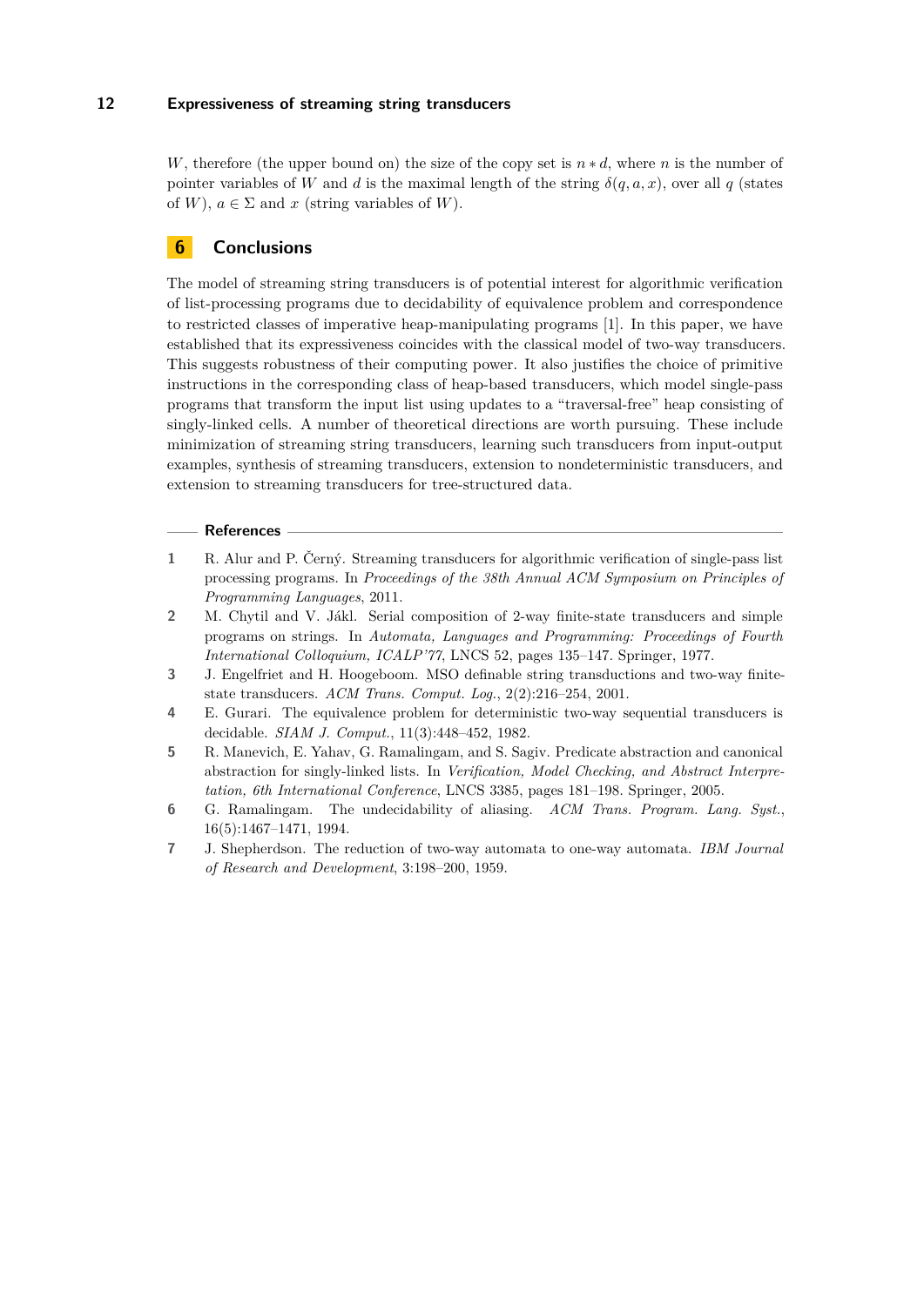$W$, therefore (the upper bound on) the size of the copy set is $n * d$, where $n$ is the number of pointer variables of $W$ and $d$ is the maximal length of the string $\delta(q, a, x)$, over all $q$ (states of $W$), $a \in \Sigma$ and $x$ (string variables of $W$).

## 6 Conclusions

The model of streaming string transducers is of potential interest for algorithmic verification of list-processing programs due to decidability of equivalence problem and correspondence to restricted classes of imperative heap-manipulating programs [1]. In this paper, we have established that its expressiveness coincides with the classical model of two-way transducers. This suggests robustness of their computing power. It also justifies the choice of primitive instructions in the corresponding class of heap-based transducers, which model single-pass programs that transform the input list using updates to a "traversal-free" heap consisting of singly-linked cells. A number of theoretical directions are worth pursuing. These include minimization of streaming string transducers, learning such transducers from input-output examples, synthesis of streaming transducers, extension to nondeterministic transducers, and extension to streaming transducers for tree-structured data.

### References

1. R. Alur and P. Černý. Streaming transducers for algorithmic verification of single-pass list processing programs. In *Proceedings of the 38th Annual ACM Symposium on Principles of Programming Languages*, 2011.
2. M. Chytil and V. Jákl. Serial composition of 2-way finite-state transducers and simple programs on strings. In *Automata, Languages and Programming: Proceedings of Fourth International Colloquium, ICALP'77*, LNCS 52, pages 135–147. Springer, 1977.
3. J. Engelfriet and H. Hoogeboom. MSO definable string transductions and two-way finite-state transducers. *ACM Trans. Comput. Log.*, 2(2):216–254, 2001.
4. E. Gurari. The equivalence problem for deterministic two-way sequential transducers is decidable. *SIAM J. Comput.*, 11(3):448–452, 1982.
5. R. Manevich, E. Yahav, G. Ramalingam, and S. Sagiv. Predicate abstraction and canonical abstraction for singly-linked lists. In *Verification, Model Checking, and Abstract Interpretation, 6th International Conference*, LNCS 3385, pages 181–198. Springer, 2005.
6. G. Ramalingam. The undecidability of aliasing. *ACM Trans. Program. Lang. Syst.*, 16(5):1467–1471, 1994.
7. J. Shepherdson. The reduction of two-way automata to one-way automata. *IBM Journal of Research and Development*, 3:198–200, 1959.